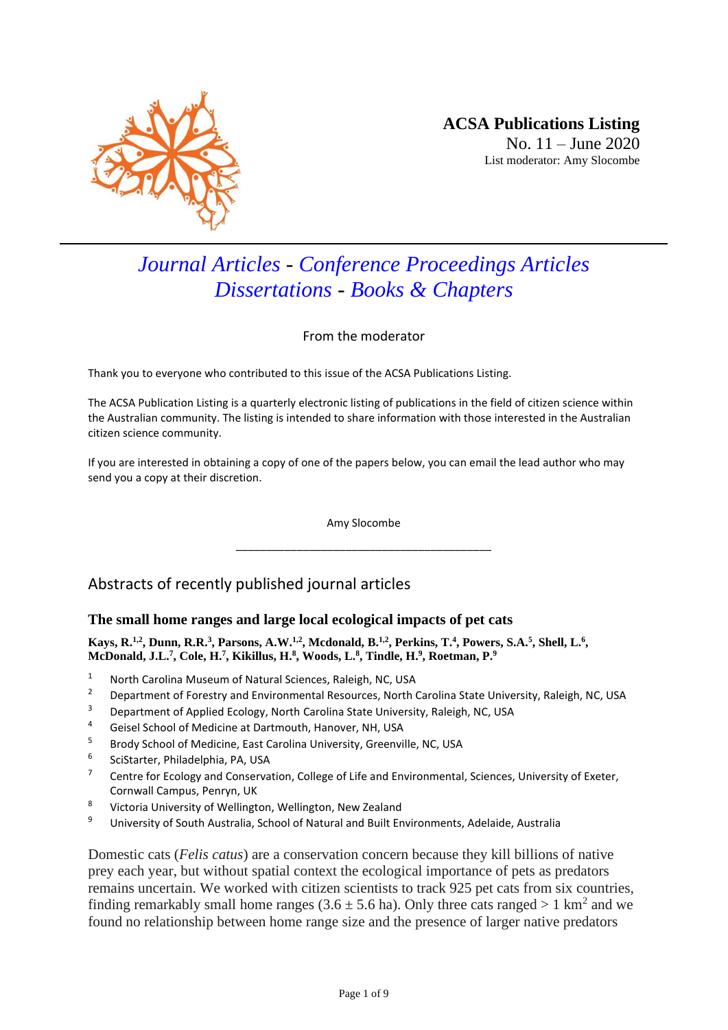**ACSA Publications Listing**
No. 11 – June 2020
List moderator: Amy Slocombe

# *Journal Articles* - *Conference Proceedings Articles* *Dissertations* - *Books & Chapters*

From the moderator

Thank you to everyone who contributed to this issue of the ACSA Publications Listing.

The ACSA Publication Listing is a quarterly electronic listing of publications in the field of citizen science within the Australian community. The listing is intended to share information with those interested in the Australian citizen science community.

If you are interested in obtaining a copy of one of the papers below, you can email the lead author who may send you a copy at their discretion.

Amy Slocombe

---

## Abstracts of recently published journal articles

### The small home ranges and large local ecological impacts of pet cats

**Kays, R.[1,2], Dunn, R.R.[3], Parsons, A.W.[1,2], Mcdonald, B.[1,2], Perkins, T.[4], Powers, S.A.[5], Shell, L.[6], McDonald, J.L.[7], Cole, H.[7], Kikillus, H.[8], Woods, L.[8], Tindle, H.[9], Roetman, P.[9]**

1. North Carolina Museum of Natural Sciences, Raleigh, NC, USA
2. Department of Forestry and Environmental Resources, North Carolina State University, Raleigh, NC, USA
3. Department of Applied Ecology, North Carolina State University, Raleigh, NC, USA
4. Geisel School of Medicine at Dartmouth, Hanover, NH, USA
5. Brody School of Medicine, East Carolina University, Greenville, NC, USA
6. SciStarter, Philadelphia, PA, USA
7. Centre for Ecology and Conservation, College of Life and Environmental, Sciences, University of Exeter, Cornwall Campus, Penryn, UK
8. Victoria University of Wellington, Wellington, New Zealand
9. University of South Australia, School of Natural and Built Environments, Adelaide, Australia

Domestic cats (*Felis catus*) are a conservation concern because they kill billions of native prey each year, but without spatial context the ecological importance of pets as predators remains uncertain. We worked with citizen scientists to track 925 pet cats from six countries, finding remarkably small home ranges (3.6 ± 5.6 ha). Only three cats ranged > 1 $km^2$ and we found no relationship between home range size and the presence of larger native predators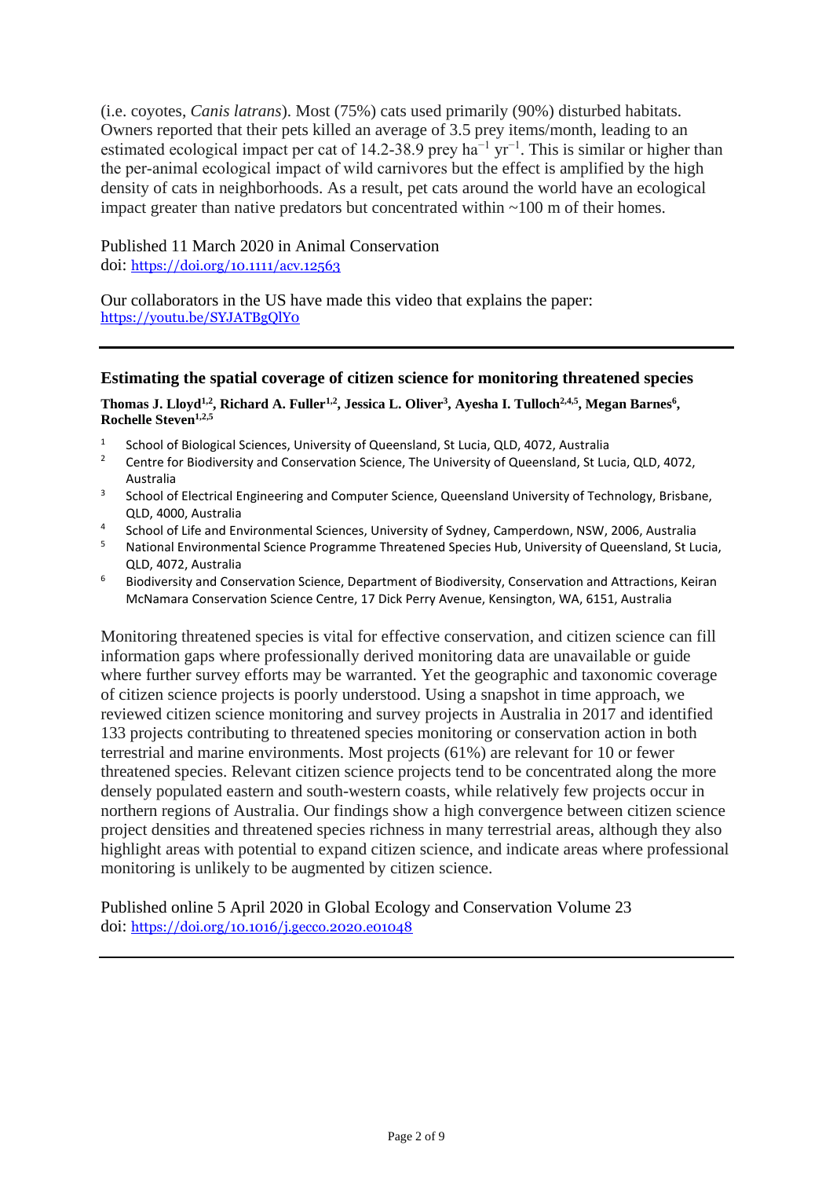(i.e. coyotes, *Canis latrans*). Most (75%) cats used primarily (90%) disturbed habitats. Owners reported that their pets killed an average of 3.5 prey items/month, leading to an estimated ecological impact per cat of 14.2-38.9 prey $ha^{-1}$ $yr^{-1}$. This is similar or higher than the per-animal ecological impact of wild carnivores but the effect is amplified by the high density of cats in neighborhoods. As a result, pet cats around the world have an ecological impact greater than native predators but concentrated within ~100 m of their homes.

Published 11 March 2020 in Animal Conservation
doi: https://doi.org/10.1111/acv.12563

Our collaborators in the US have made this video that explains the paper:
https://youtu.be/SYJATBgQlY0

---

### Estimating the spatial coverage of citizen science for monitoring threatened species

**Thomas J. Lloyd[1,2], Richard A. Fuller[1,2], Jessica L. Oliver[3], Ayesha I. Tulloch[2,4,5], Megan Barnes[6], Rochelle Steven[1,2,5]**

1. School of Biological Sciences, University of Queensland, St Lucia, QLD, 4072, Australia
2. Centre for Biodiversity and Conservation Science, The University of Queensland, St Lucia, QLD, 4072, Australia
3. School of Electrical Engineering and Computer Science, Queensland University of Technology, Brisbane, QLD, 4000, Australia
4. School of Life and Environmental Sciences, University of Sydney, Camperdown, NSW, 2006, Australia
5. National Environmental Science Programme Threatened Species Hub, University of Queensland, St Lucia, QLD, 4072, Australia
6. Biodiversity and Conservation Science, Department of Biodiversity, Conservation and Attractions, Keiran McNamara Conservation Science Centre, 17 Dick Perry Avenue, Kensington, WA, 6151, Australia

Monitoring threatened species is vital for effective conservation, and citizen science can fill information gaps where professionally derived monitoring data are unavailable or guide where further survey efforts may be warranted. Yet the geographic and taxonomic coverage of citizen science projects is poorly understood. Using a snapshot in time approach, we reviewed citizen science monitoring and survey projects in Australia in 2017 and identified 133 projects contributing to threatened species monitoring or conservation action in both terrestrial and marine environments. Most projects (61%) are relevant for 10 or fewer threatened species. Relevant citizen science projects tend to be concentrated along the more densely populated eastern and south-western coasts, while relatively few projects occur in northern regions of Australia. Our findings show a high convergence between citizen science project densities and threatened species richness in many terrestrial areas, although they also highlight areas with potential to expand citizen science, and indicate areas where professional monitoring is unlikely to be augmented by citizen science.

Published online 5 April 2020 in Global Ecology and Conservation Volume 23
doi: https://doi.org/10.1016/j.gecco.2020.e01048

---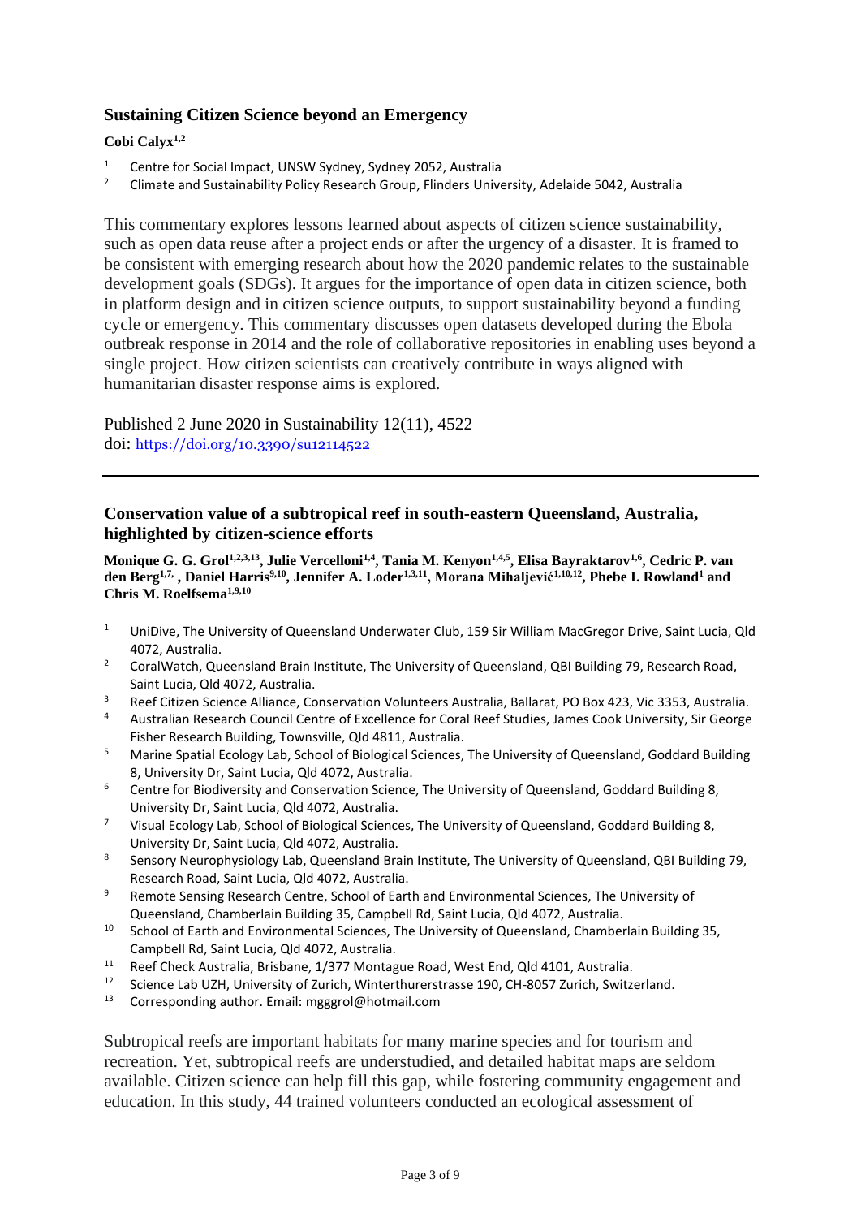## Sustaining Citizen Science beyond an Emergency

**Cobi Calyx[1,2]**

[1] Centre for Social Impact, UNSW Sydney, Sydney 2052, Australia
[2] Climate and Sustainability Policy Research Group, Flinders University, Adelaide 5042, Australia

This commentary explores lessons learned about aspects of citizen science sustainability, such as open data reuse after a project ends or after the urgency of a disaster. It is framed to be consistent with emerging research about how the 2020 pandemic relates to the sustainable development goals (SDGs). It argues for the importance of open data in citizen science, both in platform design and in citizen science outputs, to support sustainability beyond a funding cycle or emergency. This commentary discusses open datasets developed during the Ebola outbreak response in 2014 and the role of collaborative repositories in enabling uses beyond a single project. How citizen scientists can creatively contribute in ways aligned with humanitarian disaster response aims is explored.

Published 2 June 2020 in Sustainability 12(11), 4522
doi: https://doi.org/10.3390/su12114522

---

## Conservation value of a subtropical reef in south-eastern Queensland, Australia, highlighted by citizen-science efforts

**Monique G. G. Grol[1,2,3,13], Julie Vercelloni[1,4], Tania M. Kenyon[1,4,5], Elisa Bayraktarov[1,6], Cedric P. van den Berg[1,7,], Daniel Harris[9,10], Jennifer A. Loder[1,3,11], Morana Mihaljević[1,10,12], Phebe I. Rowland[1] and Chris M. Roelfsema[1,9,10]**

[1] UniDive, The University of Queensland Underwater Club, 159 Sir William MacGregor Drive, Saint Lucia, Qld 4072, Australia.
[2] CoralWatch, Queensland Brain Institute, The University of Queensland, QBI Building 79, Research Road, Saint Lucia, Qld 4072, Australia.
[3] Reef Citizen Science Alliance, Conservation Volunteers Australia, Ballarat, PO Box 423, Vic 3353, Australia.
[4] Australian Research Council Centre of Excellence for Coral Reef Studies, James Cook University, Sir George Fisher Research Building, Townsville, Qld 4811, Australia.
[5] Marine Spatial Ecology Lab, School of Biological Sciences, The University of Queensland, Goddard Building 8, University Dr, Saint Lucia, Qld 4072, Australia.
[6] Centre for Biodiversity and Conservation Science, The University of Queensland, Goddard Building 8, University Dr, Saint Lucia, Qld 4072, Australia.
[7] Visual Ecology Lab, School of Biological Sciences, The University of Queensland, Goddard Building 8, University Dr, Saint Lucia, Qld 4072, Australia.
[8] Sensory Neurophysiology Lab, Queensland Brain Institute, The University of Queensland, QBI Building 79, Research Road, Saint Lucia, Qld 4072, Australia.
[9] Remote Sensing Research Centre, School of Earth and Environmental Sciences, The University of Queensland, Chamberlain Building 35, Campbell Rd, Saint Lucia, Qld 4072, Australia.
[10] School of Earth and Environmental Sciences, The University of Queensland, Chamberlain Building 35, Campbell Rd, Saint Lucia, Qld 4072, Australia.
[11] Reef Check Australia, Brisbane, 1/377 Montague Road, West End, Qld 4101, Australia.
[12] Science Lab UZH, University of Zurich, Winterthurerstrasse 190, CH-8057 Zurich, Switzerland.
[13] Corresponding author. Email: mgggrol@hotmail.com

Subtropical reefs are important habitats for many marine species and for tourism and recreation. Yet, subtropical reefs are understudied, and detailed habitat maps are seldom available. Citizen science can help fill this gap, while fostering community engagement and education. In this study, 44 trained volunteers conducted an ecological assessment of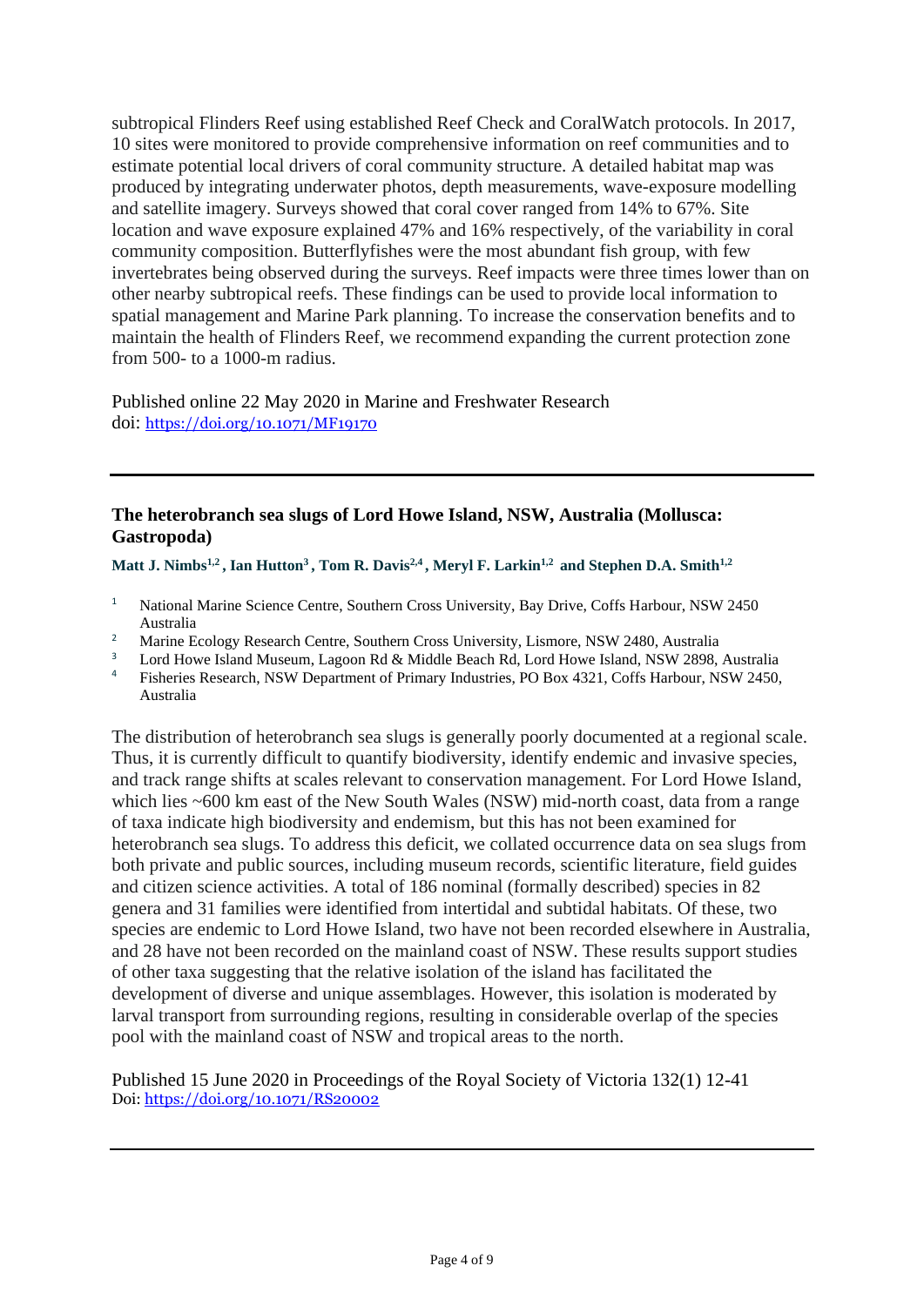subtropical Flinders Reef using established Reef Check and CoralWatch protocols. In 2017, 10 sites were monitored to provide comprehensive information on reef communities and to estimate potential local drivers of coral community structure. A detailed habitat map was produced by integrating underwater photos, depth measurements, wave-exposure modelling and satellite imagery. Surveys showed that coral cover ranged from 14% to 67%. Site location and wave exposure explained 47% and 16% respectively, of the variability in coral community composition. Butterflyfishes were the most abundant fish group, with few invertebrates being observed during the surveys. Reef impacts were three times lower than on other nearby subtropical reefs. These findings can be used to provide local information to spatial management and Marine Park planning. To increase the conservation benefits and to maintain the health of Flinders Reef, we recommend expanding the current protection zone from 500- to a 1000-m radius.

Published online 22 May 2020 in Marine and Freshwater Research
doi: https://doi.org/10.1071/MF19170

---

### The heterobranch sea slugs of Lord Howe Island, NSW, Australia (Mollusca: Gastropoda)

**Matt J. Nimbs[1,2], Ian Hutton[3], Tom R. Davis[2,4], Meryl F. Larkin[1,2] and Stephen D.A. Smith[1,2]**

1. National Marine Science Centre, Southern Cross University, Bay Drive, Coffs Harbour, NSW 2450 Australia
2. Marine Ecology Research Centre, Southern Cross University, Lismore, NSW 2480, Australia
3. Lord Howe Island Museum, Lagoon Rd & Middle Beach Rd, Lord Howe Island, NSW 2898, Australia
4. Fisheries Research, NSW Department of Primary Industries, PO Box 4321, Coffs Harbour, NSW 2450, Australia

The distribution of heterobranch sea slugs is generally poorly documented at a regional scale. Thus, it is currently difficult to quantify biodiversity, identify endemic and invasive species, and track range shifts at scales relevant to conservation management. For Lord Howe Island, which lies ~600 km east of the New South Wales (NSW) mid-north coast, data from a range of taxa indicate high biodiversity and endemism, but this has not been examined for heterobranch sea slugs. To address this deficit, we collated occurrence data on sea slugs from both private and public sources, including museum records, scientific literature, field guides and citizen science activities. A total of 186 nominal (formally described) species in 82 genera and 31 families were identified from intertidal and subtidal habitats. Of these, two species are endemic to Lord Howe Island, two have not been recorded elsewhere in Australia, and 28 have not been recorded on the mainland coast of NSW. These results support studies of other taxa suggesting that the relative isolation of the island has facilitated the development of diverse and unique assemblages. However, this isolation is moderated by larval transport from surrounding regions, resulting in considerable overlap of the species pool with the mainland coast of NSW and tropical areas to the north.

Published 15 June 2020 in Proceedings of the Royal Society of Victoria 132(1) 12-41
Doi: https://doi.org/10.1071/RS20002

---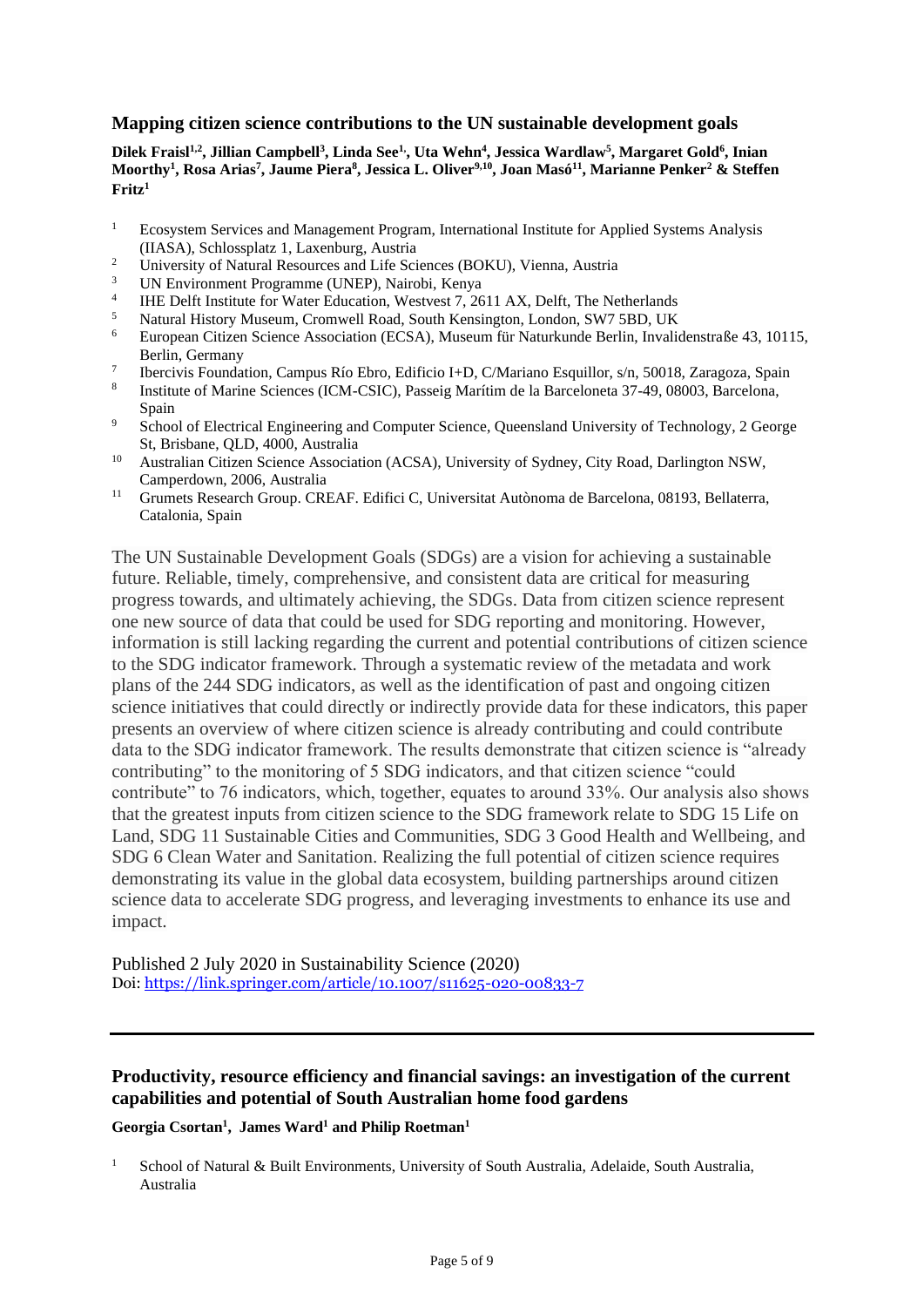### Mapping citizen science contributions to the UN sustainable development goals

**Dilek Fraisl[1,2], Jillian Campbell[3], Linda See[1], Uta Wehn[4], Jessica Wardlaw[5], Margaret Gold[6], Inian Moorthy[1], Rosa Arias[7], Jaume Piera[8], Jessica L. Oliver[9,10], Joan Masó[11], Marianne Penker[2] & Steffen Fritz[1]**

1. Ecosystem Services and Management Program, International Institute for Applied Systems Analysis (IIASA), Schlossplatz 1, Laxenburg, Austria
2. University of Natural Resources and Life Sciences (BOKU), Vienna, Austria
3. UN Environment Programme (UNEP), Nairobi, Kenya
4. IHE Delft Institute for Water Education, Westvest 7, 2611 AX, Delft, The Netherlands
5. Natural History Museum, Cromwell Road, South Kensington, London, SW7 5BD, UK
6. European Citizen Science Association (ECSA), Museum für Naturkunde Berlin, Invalidenstraße 43, 10115, Berlin, Germany
7. Ibercivis Foundation, Campus Río Ebro, Edificio I+D, C/Mariano Esquillor, s/n, 50018, Zaragoza, Spain
8. Institute of Marine Sciences (ICM-CSIC), Passeig Marítim de la Barceloneta 37-49, 08003, Barcelona, Spain
9. School of Electrical Engineering and Computer Science, Queensland University of Technology, 2 George St, Brisbane, QLD, 4000, Australia
10. Australian Citizen Science Association (ACSA), University of Sydney, City Road, Darlington NSW, Camperdown, 2006, Australia
11. Grumets Research Group. CREAF. Edifici C, Universitat Autònoma de Barcelona, 08193, Bellaterra, Catalonia, Spain

The UN Sustainable Development Goals (SDGs) are a vision for achieving a sustainable future. Reliable, timely, comprehensive, and consistent data are critical for measuring progress towards, and ultimately achieving, the SDGs. Data from citizen science represent one new source of data that could be used for SDG reporting and monitoring. However, information is still lacking regarding the current and potential contributions of citizen science to the SDG indicator framework. Through a systematic review of the metadata and work plans of the 244 SDG indicators, as well as the identification of past and ongoing citizen science initiatives that could directly or indirectly provide data for these indicators, this paper presents an overview of where citizen science is already contributing and could contribute data to the SDG indicator framework. The results demonstrate that citizen science is "already contributing" to the monitoring of 5 SDG indicators, and that citizen science "could contribute" to 76 indicators, which, together, equates to around 33%. Our analysis also shows that the greatest inputs from citizen science to the SDG framework relate to SDG 15 Life on Land, SDG 11 Sustainable Cities and Communities, SDG 3 Good Health and Wellbeing, and SDG 6 Clean Water and Sanitation. Realizing the full potential of citizen science requires demonstrating its value in the global data ecosystem, building partnerships around citizen science data to accelerate SDG progress, and leveraging investments to enhance its use and impact.

Published 2 July 2020 in Sustainability Science (2020)
Doi: https://link.springer.com/article/10.1007/s11625-020-00833-7

---

### Productivity, resource efficiency and financial savings: an investigation of the current capabilities and potential of South Australian home food gardens

**Georgia Csortan[1], James Ward[1] and Philip Roetman[1]**

1. School of Natural & Built Environments, University of South Australia, Adelaide, South Australia, Australia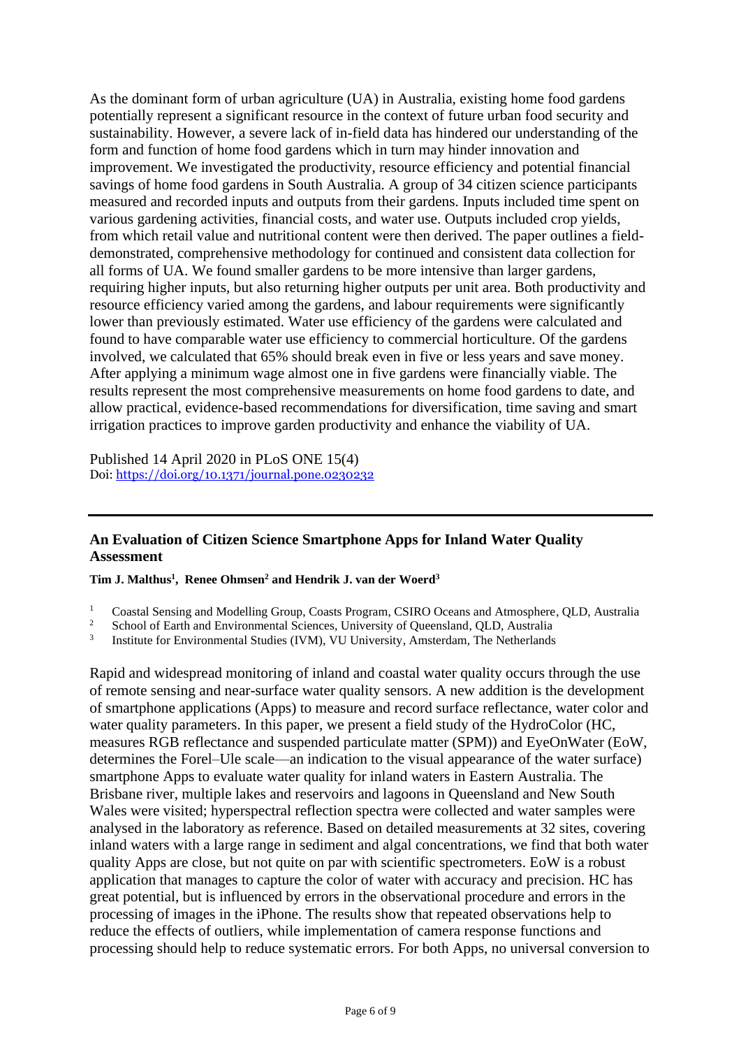As the dominant form of urban agriculture (UA) in Australia, existing home food gardens potentially represent a significant resource in the context of future urban food security and sustainability. However, a severe lack of in-field data has hindered our understanding of the form and function of home food gardens which in turn may hinder innovation and improvement. We investigated the productivity, resource efficiency and potential financial savings of home food gardens in South Australia. A group of 34 citizen science participants measured and recorded inputs and outputs from their gardens. Inputs included time spent on various gardening activities, financial costs, and water use. Outputs included crop yields, from which retail value and nutritional content were then derived. The paper outlines a field-demonstrated, comprehensive methodology for continued and consistent data collection for all forms of UA. We found smaller gardens to be more intensive than larger gardens, requiring higher inputs, but also returning higher outputs per unit area. Both productivity and resource efficiency varied among the gardens, and labour requirements were significantly lower than previously estimated. Water use efficiency of the gardens were calculated and found to have comparable water use efficiency to commercial horticulture. Of the gardens involved, we calculated that 65% should break even in five or less years and save money. After applying a minimum wage almost one in five gardens were financially viable. The results represent the most comprehensive measurements on home food gardens to date, and allow practical, evidence-based recommendations for diversification, time saving and smart irrigation practices to improve garden productivity and enhance the viability of UA.

Published 14 April 2020 in PLoS ONE 15(4)
Doi: https://doi.org/10.1371/journal.pone.0230232

---

### An Evaluation of Citizen Science Smartphone Apps for Inland Water Quality Assessment

**Tim J. Malthus[1], Renee Ohmsen[2] and Hendrik J. van der Woerd[3]**

[1] Coastal Sensing and Modelling Group, Coasts Program, CSIRO Oceans and Atmosphere, QLD, Australia
[2] School of Earth and Environmental Sciences, University of Queensland, QLD, Australia
[3] Institute for Environmental Studies (IVM), VU University, Amsterdam, The Netherlands

Rapid and widespread monitoring of inland and coastal water quality occurs through the use of remote sensing and near-surface water quality sensors. A new addition is the development of smartphone applications (Apps) to measure and record surface reflectance, water color and water quality parameters. In this paper, we present a field study of the HydroColor (HC, measures RGB reflectance and suspended particulate matter (SPM)) and EyeOnWater (EoW, determines the Forel–Ule scale—an indication to the visual appearance of the water surface) smartphone Apps to evaluate water quality for inland waters in Eastern Australia. The Brisbane river, multiple lakes and reservoirs and lagoons in Queensland and New South Wales were visited; hyperspectral reflection spectra were collected and water samples were analysed in the laboratory as reference. Based on detailed measurements at 32 sites, covering inland waters with a large range in sediment and algal concentrations, we find that both water quality Apps are close, but not quite on par with scientific spectrometers. EoW is a robust application that manages to capture the color of water with accuracy and precision. HC has great potential, but is influenced by errors in the observational procedure and errors in the processing of images in the iPhone. The results show that repeated observations help to reduce the effects of outliers, while implementation of camera response functions and processing should help to reduce systematic errors. For both Apps, no universal conversion to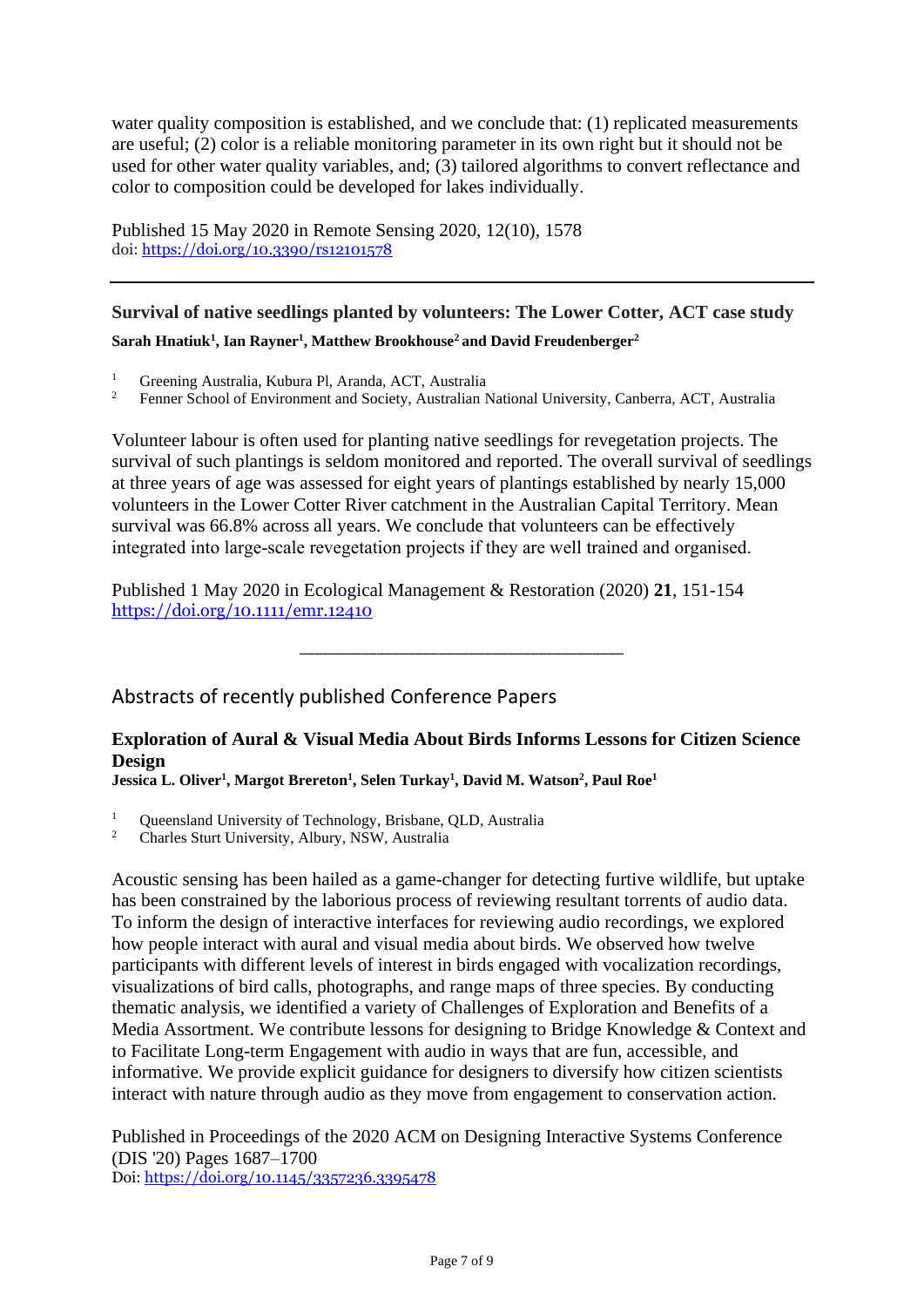water quality composition is established, and we conclude that: (1) replicated measurements are useful; (2) color is a reliable monitoring parameter in its own right but it should not be used for other water quality variables, and; (3) tailored algorithms to convert reflectance and color to composition could be developed for lakes individually.

Published 15 May 2020 in Remote Sensing 2020, 12(10), 1578
doi: https://doi.org/10.3390/rs12101578

---

### Survival of native seedlings planted by volunteers: The Lower Cotter, ACT case study

**Sarah Hnatiuk[1], Ian Rayner[1], Matthew Brookhouse[2] and David Freudenberger[2]**

[1] Greening Australia, Kubura Pl, Aranda, ACT, Australia
[2] Fenner School of Environment and Society, Australian National University, Canberra, ACT, Australia

Volunteer labour is often used for planting native seedlings for revegetation projects. The survival of such plantings is seldom monitored and reported. The overall survival of seedlings at three years of age was assessed for eight years of plantings established by nearly 15,000 volunteers in the Lower Cotter River catchment in the Australian Capital Territory. Mean survival was 66.8% across all years. We conclude that volunteers can be effectively integrated into large-scale revegetation projects if they are well trained and organised.

Published 1 May 2020 in Ecological Management & Restoration (2020) **21**, 151-154
https://doi.org/10.1111/emr.12410

---

## Abstracts of recently published Conference Papers

### Exploration of Aural & Visual Media About Birds Informs Lessons for Citizen Science Design

**Jessica L. Oliver[1], Margot Brereton[1], Selen Turkay[1], David M. Watson[2], Paul Roe[1]**

[1] Queensland University of Technology, Brisbane, QLD, Australia
[2] Charles Sturt University, Albury, NSW, Australia

Acoustic sensing has been hailed as a game-changer for detecting furtive wildlife, but uptake has been constrained by the laborious process of reviewing resultant torrents of audio data. To inform the design of interactive interfaces for reviewing audio recordings, we explored how people interact with aural and visual media about birds. We observed how twelve participants with different levels of interest in birds engaged with vocalization recordings, visualizations of bird calls, photographs, and range maps of three species. By conducting thematic analysis, we identified a variety of Challenges of Exploration and Benefits of a Media Assortment. We contribute lessons for designing to Bridge Knowledge & Context and to Facilitate Long-term Engagement with audio in ways that are fun, accessible, and informative. We provide explicit guidance for designers to diversify how citizen scientists interact with nature through audio as they move from engagement to conservation action.

Published in Proceedings of the 2020 ACM on Designing Interactive Systems Conference (DIS '20) Pages 1687–1700
Doi: https://doi.org/10.1145/3357236.3395478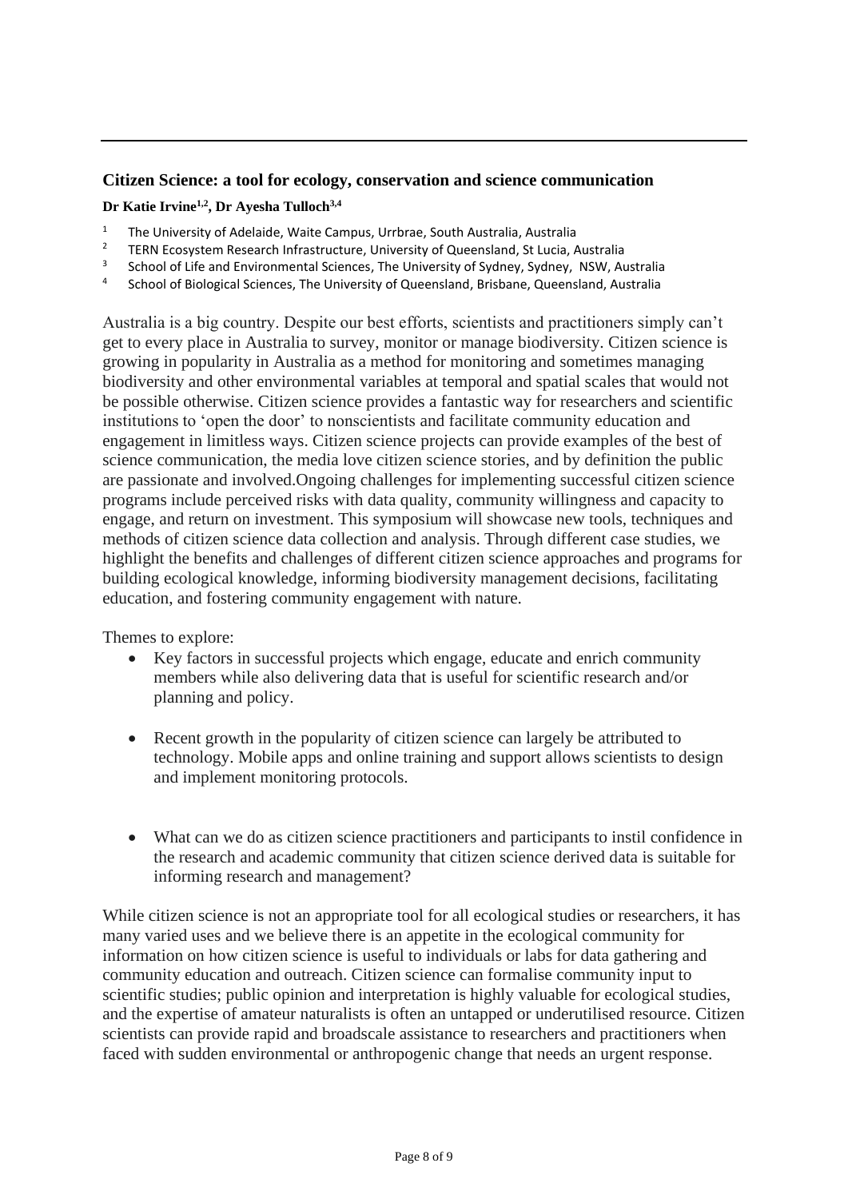## Citizen Science: a tool for ecology, conservation and science communication

**Dr Katie Irvine[1,2], Dr Ayesha Tulloch[3,4]**

[1] The University of Adelaide, Waite Campus, Urrbrae, South Australia, Australia
[2] TERN Ecosystem Research Infrastructure, University of Queensland, St Lucia, Australia
[3] School of Life and Environmental Sciences, The University of Sydney, Sydney, NSW, Australia
[4] School of Biological Sciences, The University of Queensland, Brisbane, Queensland, Australia

Australia is a big country. Despite our best efforts, scientists and practitioners simply can't get to every place in Australia to survey, monitor or manage biodiversity. Citizen science is growing in popularity in Australia as a method for monitoring and sometimes managing biodiversity and other environmental variables at temporal and spatial scales that would not be possible otherwise. Citizen science provides a fantastic way for researchers and scientific institutions to 'open the door' to nonscientists and facilitate community education and engagement in limitless ways. Citizen science projects can provide examples of the best of science communication, the media love citizen science stories, and by definition the public are passionate and involved.Ongoing challenges for implementing successful citizen science programs include perceived risks with data quality, community willingness and capacity to engage, and return on investment. This symposium will showcase new tools, techniques and methods of citizen science data collection and analysis. Through different case studies, we highlight the benefits and challenges of different citizen science approaches and programs for building ecological knowledge, informing biodiversity management decisions, facilitating education, and fostering community engagement with nature.

Themes to explore:

- Key factors in successful projects which engage, educate and enrich community members while also delivering data that is useful for scientific research and/or planning and policy.
- Recent growth in the popularity of citizen science can largely be attributed to technology. Mobile apps and online training and support allows scientists to design and implement monitoring protocols.
- What can we do as citizen science practitioners and participants to instil confidence in the research and academic community that citizen science derived data is suitable for informing research and management?

While citizen science is not an appropriate tool for all ecological studies or researchers, it has many varied uses and we believe there is an appetite in the ecological community for information on how citizen science is useful to individuals or labs for data gathering and community education and outreach. Citizen science can formalise community input to scientific studies; public opinion and interpretation is highly valuable for ecological studies, and the expertise of amateur naturalists is often an untapped or underutilised resource. Citizen scientists can provide rapid and broadscale assistance to researchers and practitioners when faced with sudden environmental or anthropogenic change that needs an urgent response.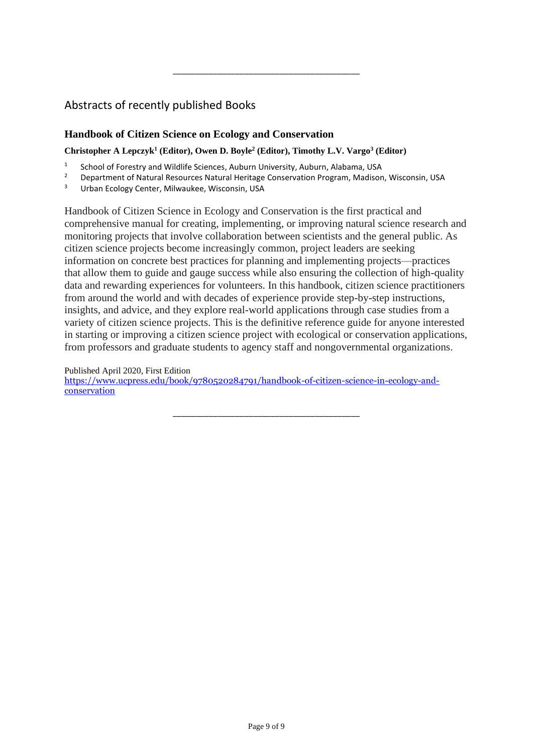---

## Abstracts of recently published Books

### Handbook of Citizen Science on Ecology and Conservation

**Christopher A Lepczyk[1] (Editor), Owen D. Boyle[2] (Editor), Timothy L.V. Vargo[3] (Editor)**

[1] School of Forestry and Wildlife Sciences, Auburn University, Auburn, Alabama, USA
[2] Department of Natural Resources Natural Heritage Conservation Program, Madison, Wisconsin, USA
[3] Urban Ecology Center, Milwaukee, Wisconsin, USA

Handbook of Citizen Science in Ecology and Conservation is the first practical and comprehensive manual for creating, implementing, or improving natural science research and monitoring projects that involve collaboration between scientists and the general public. As citizen science projects become increasingly common, project leaders are seeking information on concrete best practices for planning and implementing projects—practices that allow them to guide and gauge success while also ensuring the collection of high-quality data and rewarding experiences for volunteers. In this handbook, citizen science practitioners from around the world and with decades of experience provide step-by-step instructions, insights, and advice, and they explore real-world applications through case studies from a variety of citizen science projects. This is the definitive reference guide for anyone interested in starting or improving a citizen science project with ecological or conservation applications, from professors and graduate students to agency staff and nongovernmental organizations.

Published April 2020, First Edition
https://www.ucpress.edu/book/9780520284791/handbook-of-citizen-science-in-ecology-and-conservation

---